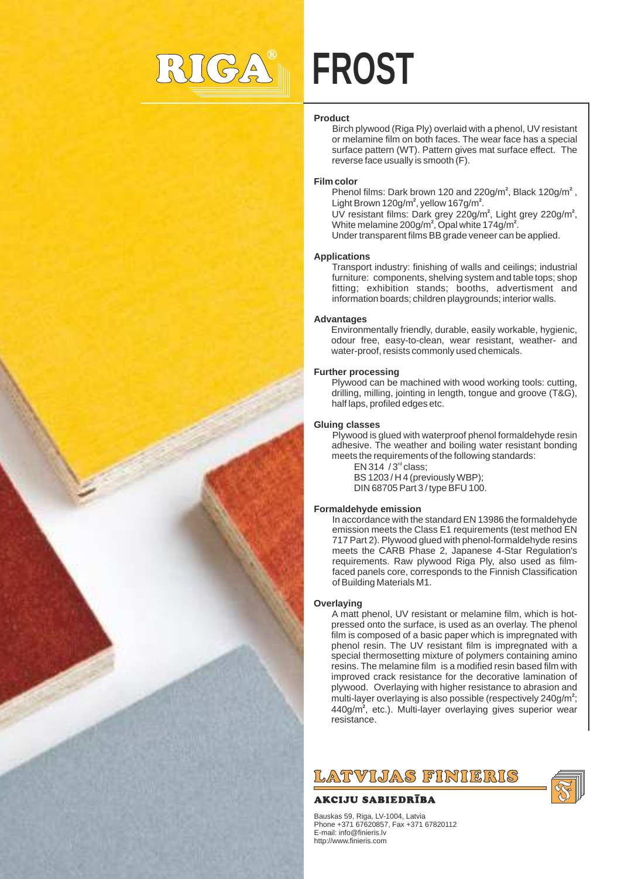# RIGA® FROST

## Product

Birch plywood (Riga Ply) overlaid with a phenol, UV resistant or melamine film on both faces. The wear face has a special surface pattern (WT). Pattern gives mat surface effect. The reverse face usually is smooth (F).

## Film color

Phenol films: Dark brown 120 and 220g/m², Black 120g/m², Light Brown 120g/m², yellow 167g/m².
UV resistant films: Dark grey 220g/m², Light grey 220g/m², White melamine 200g/m², Opal white 174g/m².
Under transparent films BB grade veneer can be applied.

## Applications

Transport industry: finishing of walls and ceilings; industrial furniture: components, shelving system and table tops; shop fitting; exhibition stands; booths, advertisment and information boards; children playgrounds; interior walls.

## Advantages

Environmentally friendly, durable, easily workable, hygienic, odour free, easy-to-clean, wear resistant, weather- and water-proof, resists commonly used chemicals.

## Further processing

Plywood can be machined with wood working tools: cutting, drilling, milling, jointing in length, tongue and groove (T&G), half laps, profiled edges etc.

## Gluing classes

Plywood is glued with waterproof phenol formaldehyde resin adhesive. The weather and boiling water resistant bonding meets the requirements of the following standards:

EN 314 / 3rd class;
BS 1203 / H 4 (previously WBP);
DIN 68705 Part 3 / type BFU 100.

## Formaldehyde emission

In accordance with the standard EN 13986 the formaldehyde emission meets the Class E1 requirements (test method EN 717 Part 2). Plywood glued with phenol-formaldehyde resins meets the CARB Phase 2, Japanese 4-Star Regulation's requirements. Raw plywood Riga Ply, also used as film-faced panels core, corresponds to the Finnish Classification of Building Materials M1.

## Overlaying

A matt phenol, UV resistant or melamine film, which is hot-pressed onto the surface, is used as an overlay. The phenol film is composed of a basic paper which is impregnated with phenol resin. The UV resistant film is impregnated with a special thermosetting mixture of polymers containing amino resins. The melamine film is a modified resin based film with improved crack resistance for the decorative lamination of plywood. Overlaying with higher resistance to abrasion and multi-layer overlaying is also possible (respectively 240g/m²; 440g/m², etc.). Multi-layer overlaying gives superior wear resistance.

**LATVIJAS FINIERIS**

**AKCIJU SABIEDRĪBA**

Bauskas 59, Riga, LV-1004, Latvia
Phone +371 67620857, Fax +371 67820112
E-mail: info@finieris.lv
http://www.finieris.com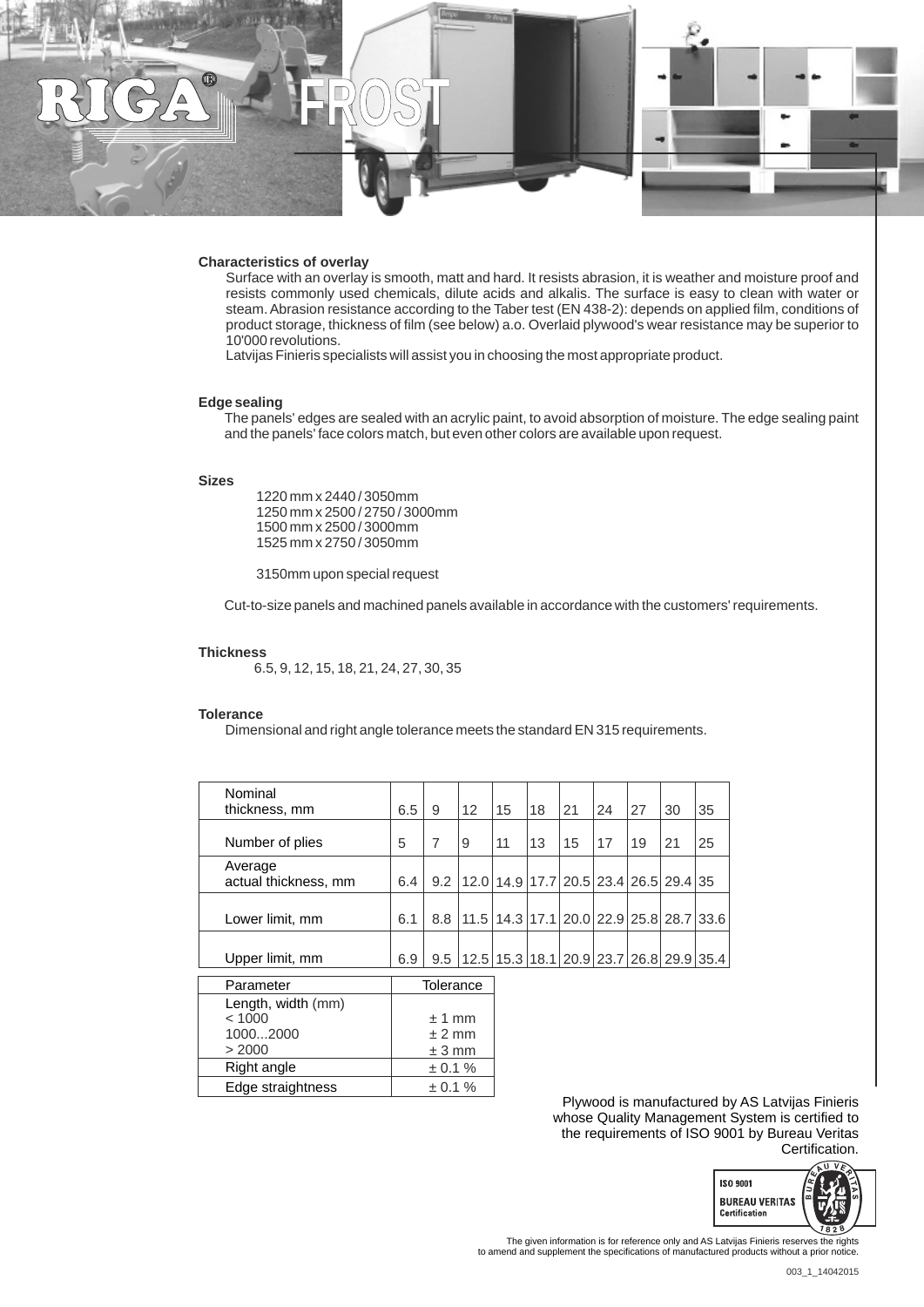RIGA® FROST

**Characteristics of overlay**

Surface with an overlay is smooth, matt and hard. It resists abrasion, it is weather and moisture proof and resists commonly used chemicals, dilute acids and alkalis. The surface is easy to clean with water or steam. Abrasion resistance according to the Taber test (EN 438-2): depends on applied film, conditions of product storage, thickness of film (see below) a.o. Overlaid plywood's wear resistance may be superior to 10'000 revolutions.

Latvijas Finieris specialists will assist you in choosing the most appropriate product.

**Edge sealing**

The panels' edges are sealed with an acrylic paint, to avoid absorption of moisture. The edge sealing paint and the panels' face colors match, but even other colors are available upon request.

**Sizes**

1220 mm x 2440 / 3050mm
1250 mm x 2500 / 2750 / 3000mm
1500 mm x 2500 / 3000mm
1525 mm x 2750 / 3050mm

3150mm upon special request

Cut-to-size panels and machined panels available in accordance with the customers' requirements.

**Thickness**

6.5, 9, 12, 15, 18, 21, 24, 27, 30, 35

**Tolerance**

Dimensional and right angle tolerance meets the standard EN 315 requirements.

| Nominal thickness, mm | 6.5 | 9 | 12 | 15 | 18 | 21 | 24 | 27 | 30 | 35 |
|---|---|---|---|---|---|---|---|---|---|---|
| Number of plies | 5 | 7 | 9 | 11 | 13 | 15 | 17 | 19 | 21 | 25 |
| Average actual thickness, mm | 6.4 | 9.2 | 12.0 | 14.9 | 17.7 | 20.5 | 23.4 | 26.5 | 29.4 | 35 |
| Lower limit, mm | 6.1 | 8.8 | 11.5 | 14.3 | 17.1 | 20.0 | 22.9 | 25.8 | 28.7 | 33.6 |
| Upper limit, mm | 6.9 | 9.5 | 12.5 | 15.3 | 18.1 | 20.9 | 23.7 | 26.8 | 29.9 | 35.4 |

| Parameter | Tolerance |
|---|---|
| Length, width (mm) | |
| < 1000 | ± 1 mm |
| 1000...2000 | ± 2 mm |
| > 2000 | ± 3 mm |
| Right angle | ± 0.1 % |
| Edge straightness | ± 0.1 % |

Plywood is manufactured by AS Latvijas Finieris whose Quality Management System is certified to the requirements of ISO 9001 by Bureau Veritas Certification.

ISO 9001
BUREAU VERITAS
Certification

The given information is for reference only and AS Latvijas Finieris reserves the rights to amend and supplement the specifications of manufactured products without a prior notice.

003_1_14042015